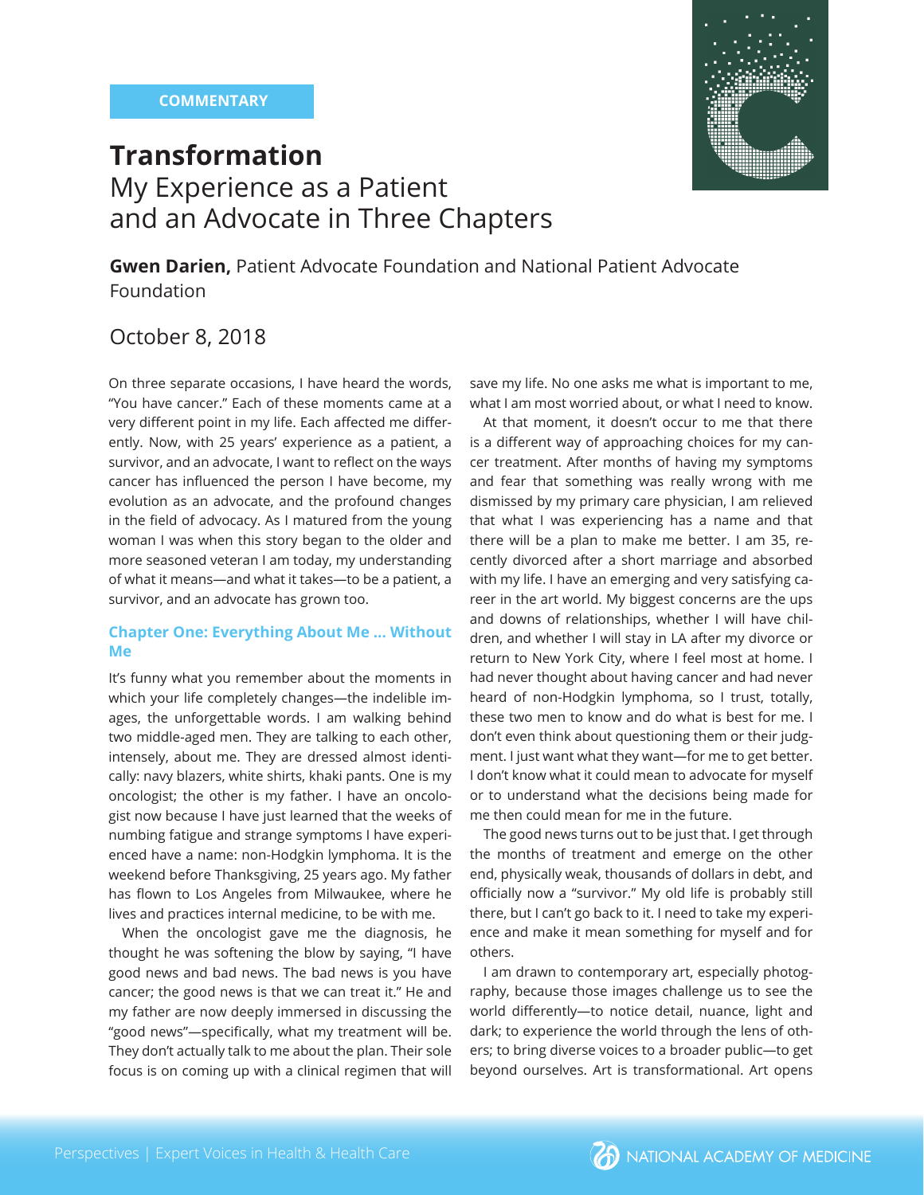COMMENTARY

# Transformation

## My Experience as a Patient and an Advocate in Three Chapters

**Gwen Darien,** Patient Advocate Foundation and National Patient Advocate Foundation

October 8, 2018

On three separate occasions, I have heard the words, "You have cancer." Each of these moments came at a very different point in my life. Each affected me differently. Now, with 25 years' experience as a patient, a survivor, and an advocate, I want to reflect on the ways cancer has influenced the person I have become, my evolution as an advocate, and the profound changes in the field of advocacy. As I matured from the young woman I was when this story began to the older and more seasoned veteran I am today, my understanding of what it means—and what it takes—to be a patient, a survivor, and an advocate has grown too.

### Chapter One: Everything About Me ... Without Me

It's funny what you remember about the moments in which your life completely changes—the indelible images, the unforgettable words. I am walking behind two middle-aged men. They are talking to each other, intensely, about me. They are dressed almost identically: navy blazers, white shirts, khaki pants. One is my oncologist; the other is my father. I have an oncologist now because I have just learned that the weeks of numbing fatigue and strange symptoms I have experienced have a name: non-Hodgkin lymphoma. It is the weekend before Thanksgiving, 25 years ago. My father has flown to Los Angeles from Milwaukee, where he lives and practices internal medicine, to be with me.

When the oncologist gave me the diagnosis, he thought he was softening the blow by saying, "I have good news and bad news. The bad news is you have cancer; the good news is that we can treat it." He and my father are now deeply immersed in discussing the "good news"—specifically, what my treatment will be. They don't actually talk to me about the plan. Their sole focus is on coming up with a clinical regimen that will save my life. No one asks me what is important to me, what I am most worried about, or what I need to know.

At that moment, it doesn't occur to me that there is a different way of approaching choices for my cancer treatment. After months of having my symptoms and fear that something was really wrong with me dismissed by my primary care physician, I am relieved that what I was experiencing has a name and that there will be a plan to make me better. I am 35, recently divorced after a short marriage and absorbed with my life. I have an emerging and very satisfying career in the art world. My biggest concerns are the ups and downs of relationships, whether I will have children, and whether I will stay in LA after my divorce or return to New York City, where I feel most at home. I had never thought about having cancer and had never heard of non-Hodgkin lymphoma, so I trust, totally, these two men to know and do what is best for me. I don't even think about questioning them or their judgment. I just want what they want—for me to get better. I don't know what it could mean to advocate for myself or to understand what the decisions being made for me then could mean for me in the future.

The good news turns out to be just that. I get through the months of treatment and emerge on the other end, physically weak, thousands of dollars in debt, and officially now a "survivor." My old life is probably still there, but I can't go back to it. I need to take my experience and make it mean something for myself and for others.

I am drawn to contemporary art, especially photography, because those images challenge us to see the world differently—to notice detail, nuance, light and dark; to experience the world through the lens of others; to bring diverse voices to a broader public—to get beyond ourselves. Art is transformational. Art opens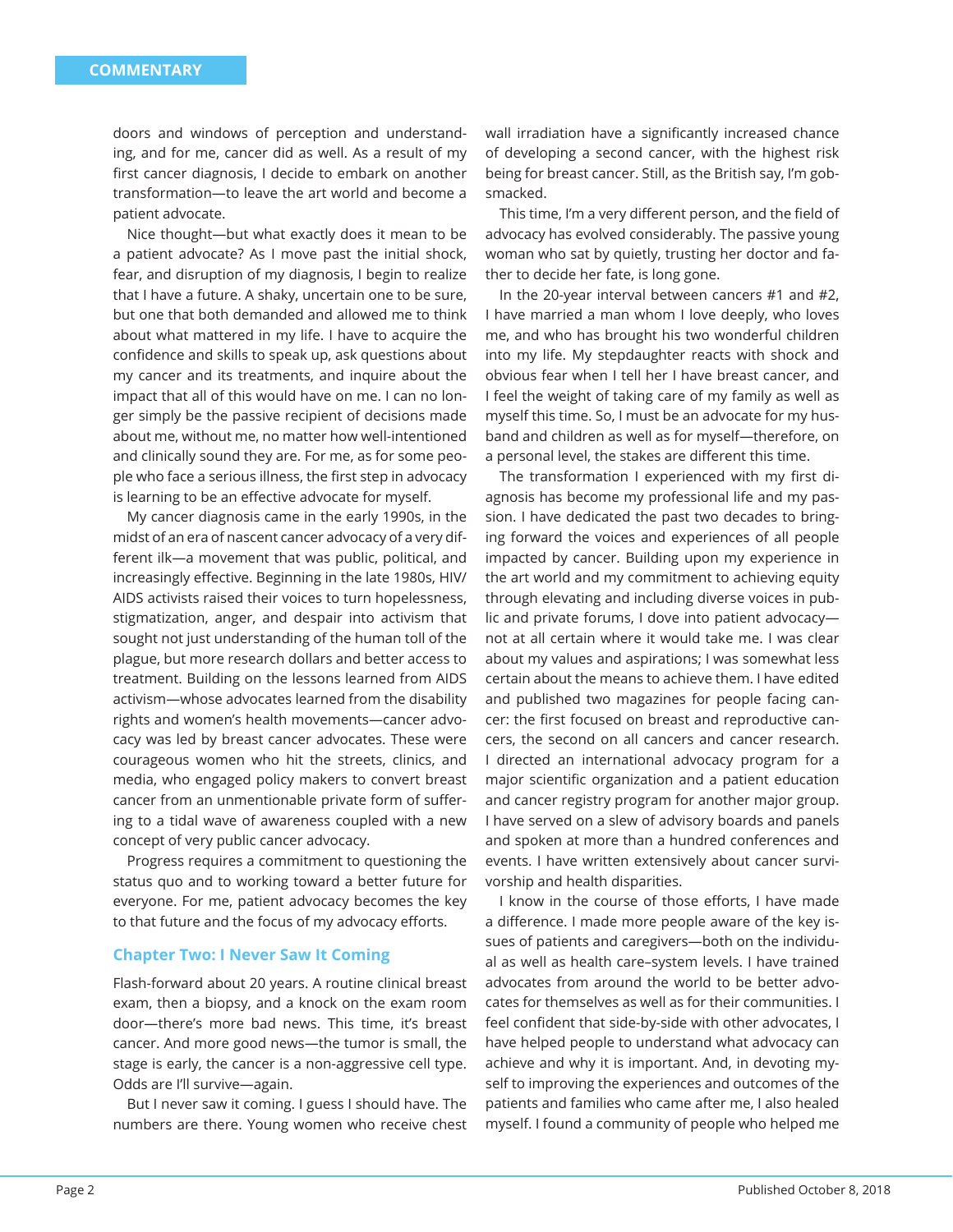doors and windows of perception and understanding, and for me, cancer did as well. As a result of my first cancer diagnosis, I decide to embark on another transformation—to leave the art world and become a patient advocate.

Nice thought—but what exactly does it mean to be a patient advocate? As I move past the initial shock, fear, and disruption of my diagnosis, I begin to realize that I have a future. A shaky, uncertain one to be sure, but one that both demanded and allowed me to think about what mattered in my life. I have to acquire the confidence and skills to speak up, ask questions about my cancer and its treatments, and inquire about the impact that all of this would have on me. I can no longer simply be the passive recipient of decisions made about me, without me, no matter how well-intentioned and clinically sound they are. For me, as for some people who face a serious illness, the first step in advocacy is learning to be an effective advocate for myself.

My cancer diagnosis came in the early 1990s, in the midst of an era of nascent cancer advocacy of a very different ilk—a movement that was public, political, and increasingly effective. Beginning in the late 1980s, HIV/AIDS activists raised their voices to turn hopelessness, stigmatization, anger, and despair into activism that sought not just understanding of the human toll of the plague, but more research dollars and better access to treatment. Building on the lessons learned from AIDS activism—whose advocates learned from the disability rights and women's health movements—cancer advocacy was led by breast cancer advocates. These were courageous women who hit the streets, clinics, and media, who engaged policy makers to convert breast cancer from an unmentionable private form of suffering to a tidal wave of awareness coupled with a new concept of very public cancer advocacy.

Progress requires a commitment to questioning the status quo and to working toward a better future for everyone. For me, patient advocacy becomes the key to that future and the focus of my advocacy efforts.

## Chapter Two: I Never Saw It Coming

Flash-forward about 20 years. A routine clinical breast exam, then a biopsy, and a knock on the exam room door—there's more bad news. This time, it's breast cancer. And more good news—the tumor is small, the stage is early, the cancer is a non-aggressive cell type. Odds are I'll survive—again.

But I never saw it coming. I guess I should have. The numbers are there. Young women who receive chest wall irradiation have a significantly increased chance of developing a second cancer, with the highest risk being for breast cancer. Still, as the British say, I'm gobsmacked.

This time, I'm a very different person, and the field of advocacy has evolved considerably. The passive young woman who sat by quietly, trusting her doctor and father to decide her fate, is long gone.

In the 20-year interval between cancers #1 and #2, I have married a man whom I love deeply, who loves me, and who has brought his two wonderful children into my life. My stepdaughter reacts with shock and obvious fear when I tell her I have breast cancer, and I feel the weight of taking care of my family as well as myself this time. So, I must be an advocate for my husband and children as well as for myself—therefore, on a personal level, the stakes are different this time.

The transformation I experienced with my first diagnosis has become my professional life and my passion. I have dedicated the past two decades to bringing forward the voices and experiences of all people impacted by cancer. Building upon my experience in the art world and my commitment to achieving equity through elevating and including diverse voices in public and private forums, I dove into patient advocacy—not at all certain where it would take me. I was clear about my values and aspirations; I was somewhat less certain about the means to achieve them. I have edited and published two magazines for people facing cancer: the first focused on breast and reproductive cancers, the second on all cancers and cancer research. I directed an international advocacy program for a major scientific organization and a patient education and cancer registry program for another major group. I have served on a slew of advisory boards and panels and spoken at more than a hundred conferences and events. I have written extensively about cancer survivorship and health disparities.

I know in the course of those efforts, I have made a difference. I made more people aware of the key issues of patients and caregivers—both on the individual as well as health care–system levels. I have trained advocates from around the world to be better advocates for themselves as well as for their communities. I feel confident that side-by-side with other advocates, I have helped people to understand what advocacy can achieve and why it is important. And, in devoting myself to improving the experiences and outcomes of the patients and families who came after me, I also healed myself. I found a community of people who helped me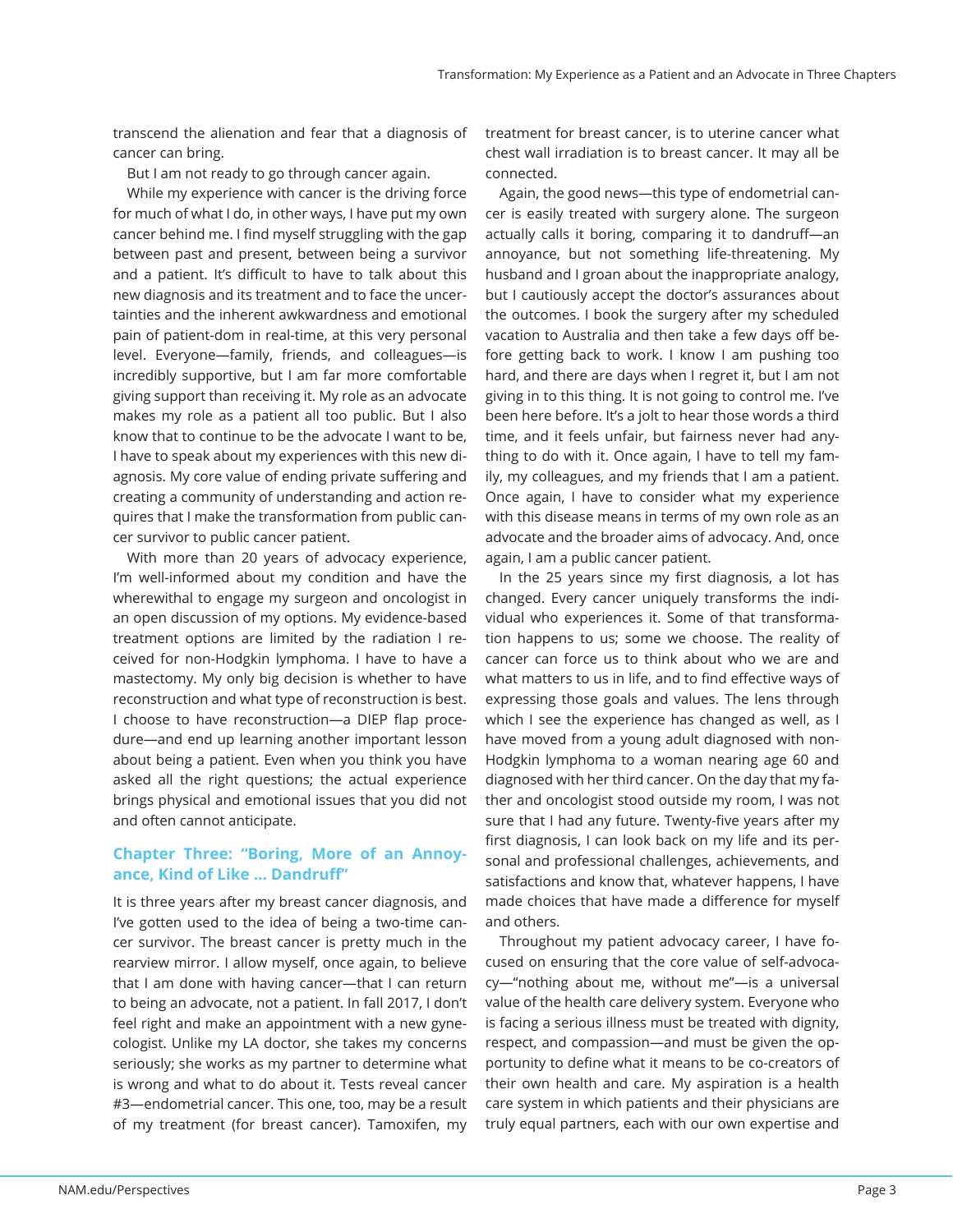transcend the alienation and fear that a diagnosis of cancer can bring.

But I am not ready to go through cancer again.

While my experience with cancer is the driving force for much of what I do, in other ways, I have put my own cancer behind me. I find myself struggling with the gap between past and present, between being a survivor and a patient. It's difficult to have to talk about this new diagnosis and its treatment and to face the uncertainties and the inherent awkwardness and emotional pain of patient-dom in real-time, at this very personal level. Everyone—family, friends, and colleagues—is incredibly supportive, but I am far more comfortable giving support than receiving it. My role as an advocate makes my role as a patient all too public. But I also know that to continue to be the advocate I want to be, I have to speak about my experiences with this new diagnosis. My core value of ending private suffering and creating a community of understanding and action requires that I make the transformation from public cancer survivor to public cancer patient.

With more than 20 years of advocacy experience, I'm well-informed about my condition and have the wherewithal to engage my surgeon and oncologist in an open discussion of my options. My evidence-based treatment options are limited by the radiation I received for non-Hodgkin lymphoma. I have to have a mastectomy. My only big decision is whether to have reconstruction and what type of reconstruction is best. I choose to have reconstruction—a DIEP flap procedure—and end up learning another important lesson about being a patient. Even when you think you have asked all the right questions; the actual experience brings physical and emotional issues that you did not and often cannot anticipate.

### Chapter Three: "Boring, More of an Annoyance, Kind of Like ... Dandruff"

It is three years after my breast cancer diagnosis, and I've gotten used to the idea of being a two-time cancer survivor. The breast cancer is pretty much in the rearview mirror. I allow myself, once again, to believe that I am done with having cancer—that I can return to being an advocate, not a patient. In fall 2017, I don't feel right and make an appointment with a new gynecologist. Unlike my LA doctor, she takes my concerns seriously; she works as my partner to determine what is wrong and what to do about it. Tests reveal cancer #3—endometrial cancer. This one, too, may be a result of my treatment (for breast cancer). Tamoxifen, my treatment for breast cancer, is to uterine cancer what chest wall irradiation is to breast cancer. It may all be connected.

Again, the good news—this type of endometrial cancer is easily treated with surgery alone. The surgeon actually calls it boring, comparing it to dandruff—an annoyance, but not something life-threatening. My husband and I groan about the inappropriate analogy, but I cautiously accept the doctor's assurances about the outcomes. I book the surgery after my scheduled vacation to Australia and then take a few days off before getting back to work. I know I am pushing too hard, and there are days when I regret it, but I am not giving in to this thing. It is not going to control me. I've been here before. It's a jolt to hear those words a third time, and it feels unfair, but fairness never had anything to do with it. Once again, I have to tell my family, my colleagues, and my friends that I am a patient. Once again, I have to consider what my experience with this disease means in terms of my own role as an advocate and the broader aims of advocacy. And, once again, I am a public cancer patient.

In the 25 years since my first diagnosis, a lot has changed. Every cancer uniquely transforms the individual who experiences it. Some of that transformation happens to us; some we choose. The reality of cancer can force us to think about who we are and what matters to us in life, and to find effective ways of expressing those goals and values. The lens through which I see the experience has changed as well, as I have moved from a young adult diagnosed with non-Hodgkin lymphoma to a woman nearing age 60 and diagnosed with her third cancer. On the day that my father and oncologist stood outside my room, I was not sure that I had any future. Twenty-five years after my first diagnosis, I can look back on my life and its personal and professional challenges, achievements, and satisfactions and know that, whatever happens, I have made choices that have made a difference for myself and others.

Throughout my patient advocacy career, I have focused on ensuring that the core value of self-advocacy—"nothing about me, without me"—is a universal value of the health care delivery system. Everyone who is facing a serious illness must be treated with dignity, respect, and compassion—and must be given the opportunity to define what it means to be co-creators of their own health and care. My aspiration is a health care system in which patients and their physicians are truly equal partners, each with our own expertise and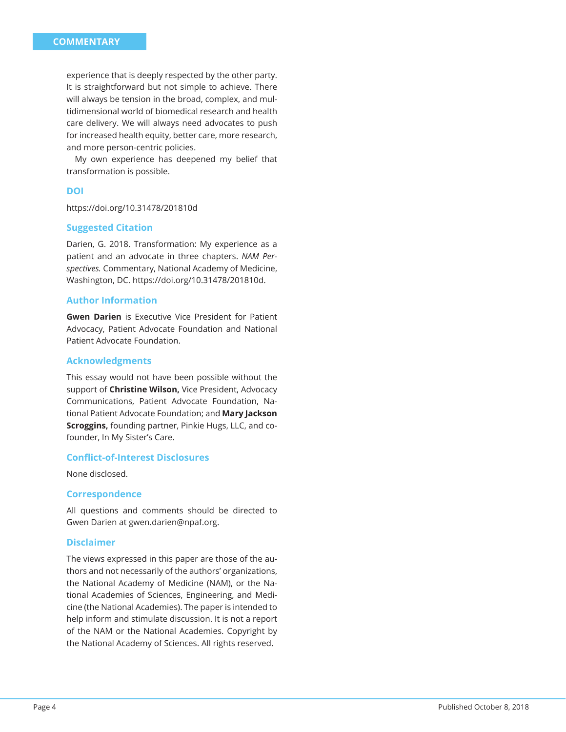experience that is deeply respected by the other party. It is straightforward but not simple to achieve. There will always be tension in the broad, complex, and multidimensional world of biomedical research and health care delivery. We will always need advocates to push for increased health equity, better care, more research, and more person-centric policies.

My own experience has deepened my belief that transformation is possible.

## DOI

https://doi.org/10.31478/201810d

## Suggested Citation

Darien, G. 2018. Transformation: My experience as a patient and an advocate in three chapters. *NAM Perspectives.* Commentary, National Academy of Medicine, Washington, DC. https://doi.org/10.31478/201810d.

## Author Information

**Gwen Darien** is Executive Vice President for Patient Advocacy, Patient Advocate Foundation and National Patient Advocate Foundation.

## Acknowledgments

This essay would not have been possible without the support of **Christine Wilson,** Vice President, Advocacy Communications, Patient Advocate Foundation, National Patient Advocate Foundation; and **Mary Jackson Scroggins,** founding partner, Pinkie Hugs, LLC, and co-founder, In My Sister's Care.

## Conflict-of-Interest Disclosures

None disclosed.

## Correspondence

All questions and comments should be directed to Gwen Darien at gwen.darien@npaf.org.

## Disclaimer

The views expressed in this paper are those of the authors and not necessarily of the authors' organizations, the National Academy of Medicine (NAM), or the National Academies of Sciences, Engineering, and Medicine (the National Academies). The paper is intended to help inform and stimulate discussion. It is not a report of the NAM or the National Academies. Copyright by the National Academy of Sciences. All rights reserved.